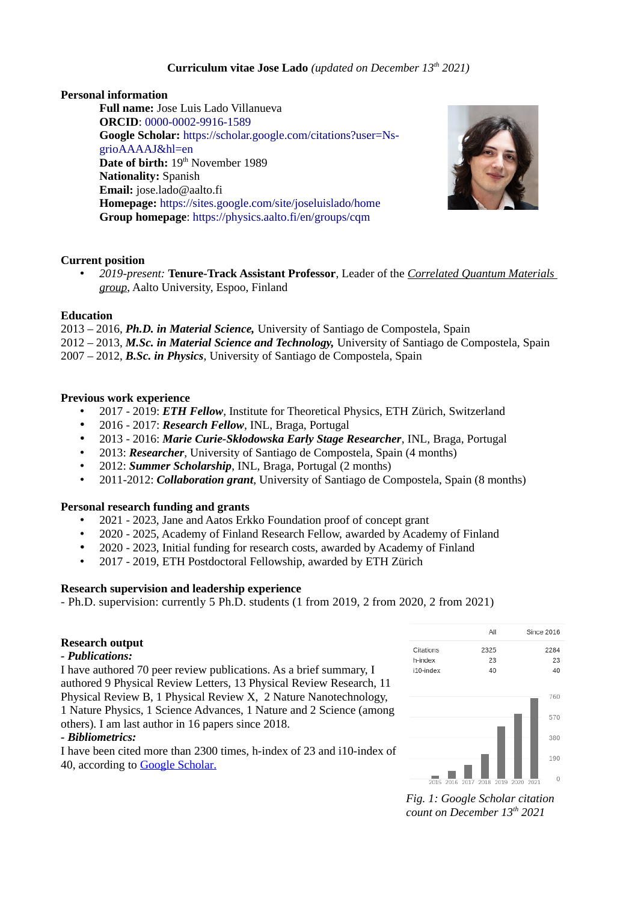**Curriculum vitae Jose Lado** *(updated on December 13th 2021)*

## Personal information

**Full name:** Jose Luis Lado Villanueva
**ORCID**: 0000-0002-9916-1589
**Google Scholar:** https://scholar.google.com/citations?user=Ns-grioAAAAJ&hl=en
**Date of birth:** 19th November 1989
**Nationality:** Spanish
**Email:** jose.lado@aalto.fi
**Homepage:** https://sites.google.com/site/joseluislado/home
**Group homepage**: https://physics.aalto.fi/en/groups/cqm

## Current position

- *2019-present:* **Tenure-Track Assistant Professor**, Leader of the *Correlated Quantum Materials group*, Aalto University, Espoo, Finland

## Education

2013 – 2016, ***Ph.D. in Material Science,*** University of Santiago de Compostela, Spain
2012 – 2013, ***M.Sc. in Material Science and Technology,*** University of Santiago de Compostela, Spain
2007 – 2012, ***B.Sc. in Physics***, University of Santiago de Compostela, Spain

## Previous work experience

- 2017 - 2019: ***ETH Fellow***, Institute for Theoretical Physics, ETH Zürich, Switzerland
- 2016 - 2017: ***Research Fellow***, INL, Braga, Portugal
- 2013 - 2016: ***Marie Curie-Skłodowska Early Stage Researcher***, INL, Braga, Portugal
- 2013: ***Researcher***, University of Santiago de Compostela, Spain (4 months)
- 2012: ***Summer Scholarship***, INL, Braga, Portugal (2 months)
- 2011-2012: ***Collaboration grant***, University of Santiago de Compostela, Spain (8 months)

## Personal research funding and grants

- 2021 - 2023, Jane and Aatos Erkko Foundation proof of concept grant
- 2020 - 2025, Academy of Finland Research Fellow, awarded by Academy of Finland
- 2020 - 2023, Initial funding for research costs, awarded by Academy of Finland
- 2017 - 2019, ETH Postdoctoral Fellowship, awarded by ETH Zürich

## Research supervision and leadership experience

- Ph.D. supervision: currently 5 Ph.D. students (1 from 2019, 2 from 2020, 2 from 2021)

## Research output

***- Publications:***

I have authored 70 peer review publications. As a brief summary, I authored 9 Physical Review Letters, 13 Physical Review Research, 11 Physical Review B, 1 Physical Review X, 2 Nature Nanotechnology, 1 Nature Physics, 1 Science Advances, 1 Nature and 2 Science (among others). I am last author in 16 papers since 2018.

***- Bibliometrics:***

I have been cited more than 2300 times, h-index of 23 and i10-index of 40, according to Google Scholar.

| | All | Since 2016 |
|---|---|---|
| Citations | 2325 | 2284 |
| h-index | 23 | 23 |
| i10-index | 40 | 40 |

*Fig. 1: Google Scholar citation count on December 13th 2021*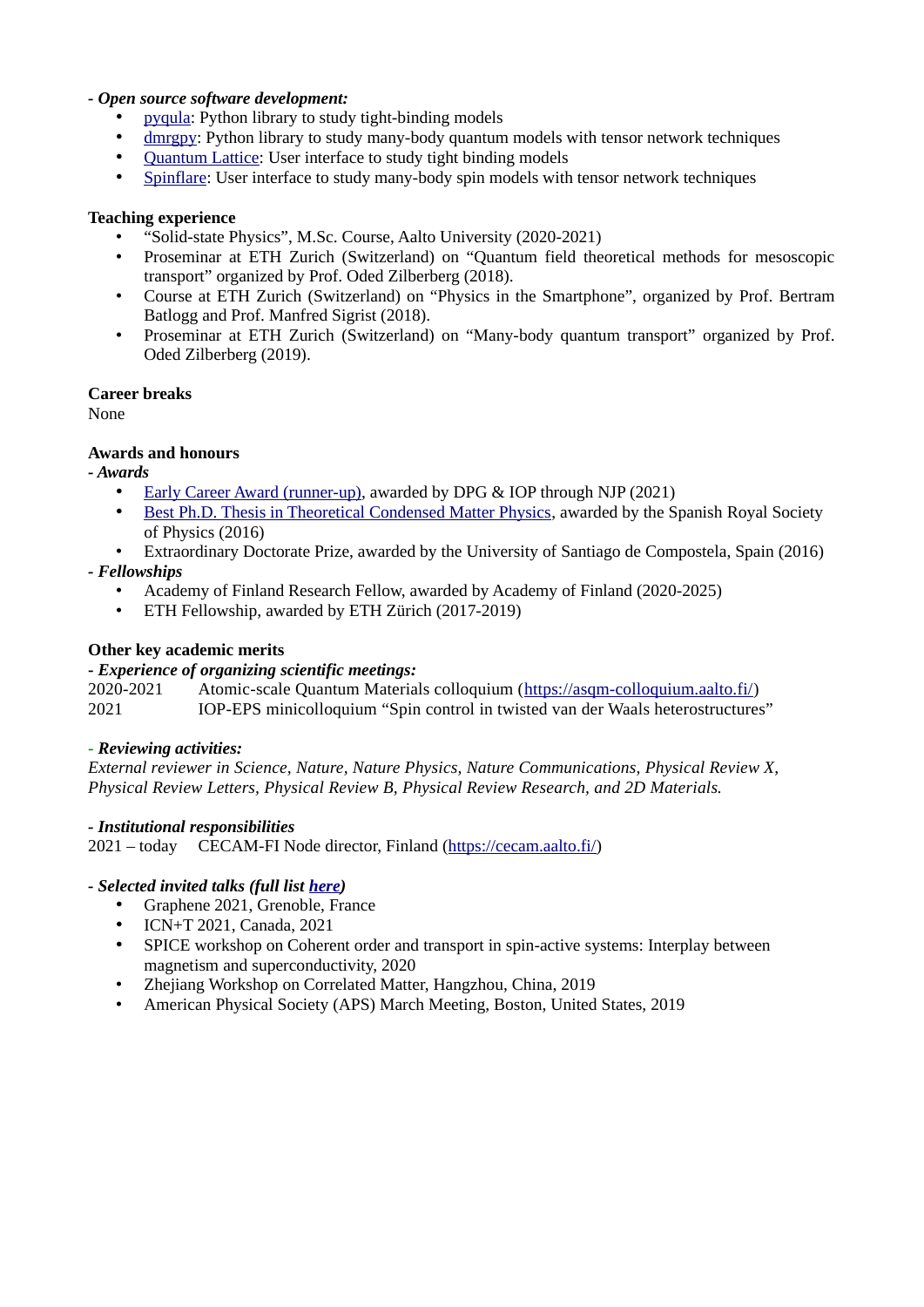***- Open source software development:***

- pyqula: Python library to study tight-binding models
- dmrgpy: Python library to study many-body quantum models with tensor network techniques
- Quantum Lattice: User interface to study tight binding models
- Spinflare: User interface to study many-body spin models with tensor network techniques

**Teaching experience**

- “Solid-state Physics”, M.Sc. Course, Aalto University (2020-2021)
- Proseminar at ETH Zurich (Switzerland) on “Quantum field theoretical methods for mesoscopic transport” organized by Prof. Oded Zilberberg (2018).
- Course at ETH Zurich (Switzerland) on “Physics in the Smartphone”, organized by Prof. Bertram Batlogg and Prof. Manfred Sigrist (2018).
- Proseminar at ETH Zurich (Switzerland) on “Many-body quantum transport” organized by Prof. Oded Zilberberg (2019).

**Career breaks**

None

**Awards and honours**

***- Awards***

- Early Career Award (runner-up), awarded by DPG & IOP through NJP (2021)
- Best Ph.D. Thesis in Theoretical Condensed Matter Physics, awarded by the Spanish Royal Society of Physics (2016)
- Extraordinary Doctorate Prize, awarded by the University of Santiago de Compostela, Spain (2016)

***- Fellowships***

- Academy of Finland Research Fellow, awarded by Academy of Finland (2020-2025)
- ETH Fellowship, awarded by ETH Zürich (2017-2019)

**Other key academic merits**

***- Experience of organizing scientific meetings:***

2020-2021 Atomic-scale Quantum Materials colloquium (https://asqm-colloquium.aalto.fi/)
2021 IOP-EPS minicolloquium “Spin control in twisted van der Waals heterostructures”

***- Reviewing activities:***

*External reviewer in Science, Nature, Nature Physics, Nature Communications, Physical Review X, Physical Review Letters, Physical Review B, Physical Review Research, and 2D Materials.*

***- Institutional responsibilities***

2021 – today CECAM-FI Node director, Finland (https://cecam.aalto.fi/)

***- Selected invited talks (full list here)***

- Graphene 2021, Grenoble, France
- ICN+T 2021, Canada, 2021
- SPICE workshop on Coherent order and transport in spin-active systems: Interplay between magnetism and superconductivity, 2020
- Zhejiang Workshop on Correlated Matter, Hangzhou, China, 2019
- American Physical Society (APS) March Meeting, Boston, United States, 2019